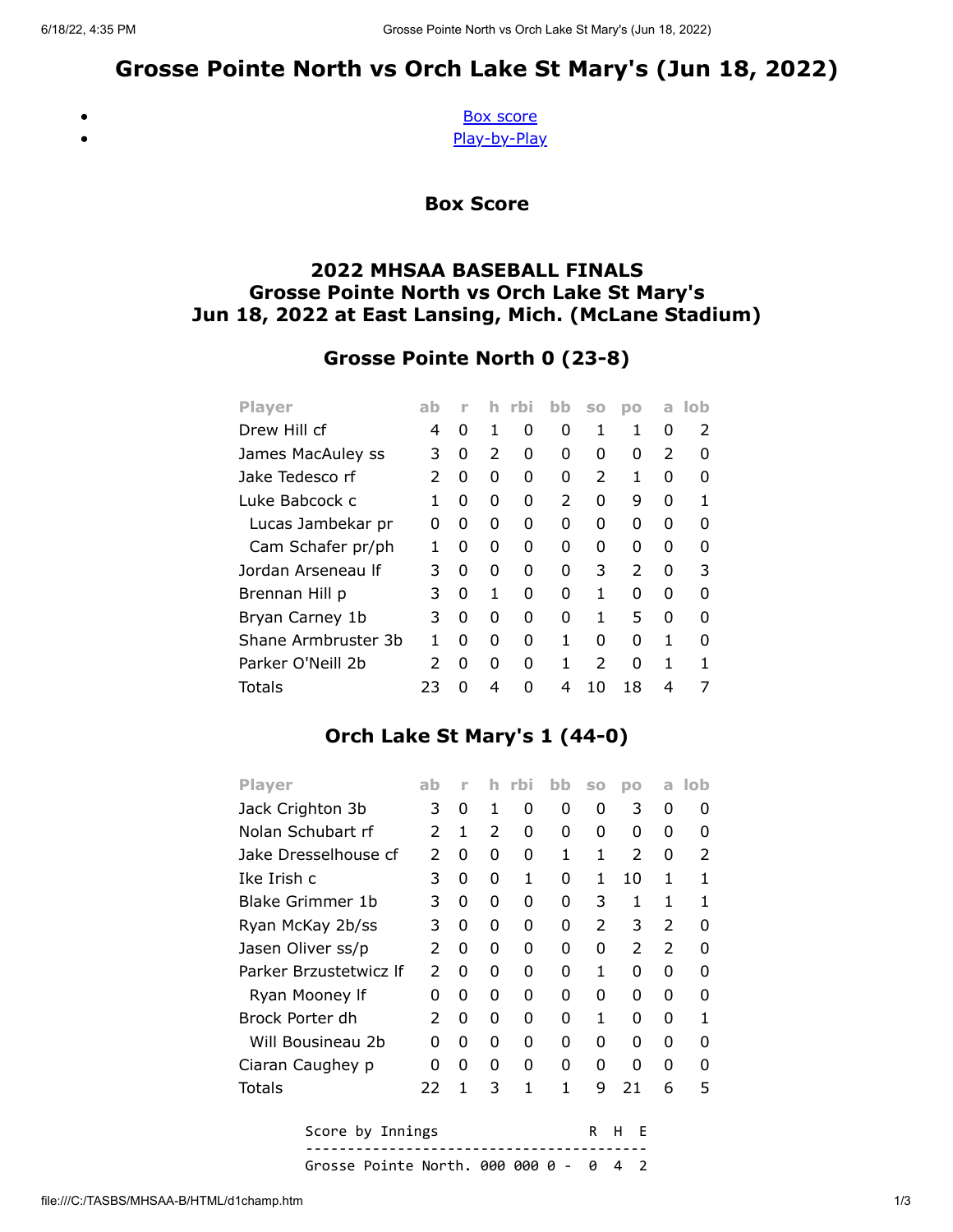# Grosse Pointe North vs Orch Lake St Mary's (Jun 18, 2022)

- [Box score]
- [Play-by-Play]

### Box Score

### 2022 MHSAA BASEBALL FINALS
### Grosse Pointe North vs Orch Lake St Mary's
### Jun 18, 2022 at East Lansing, Mich. (McLane Stadium)

### Grosse Pointe North 0 (23-8)

| Player | ab | r | h | rbi | bb | so | po | a | lob |
|---|---|---|---|---|---|---|---|---|---|
| Drew Hill cf | 4 | 0 | 1 | 0 | 0 | 1 | 1 | 0 | 2 |
| James MacAuley ss | 3 | 0 | 2 | 0 | 0 | 0 | 0 | 2 | 0 |
| Jake Tedesco rf | 2 | 0 | 0 | 0 | 0 | 2 | 1 | 0 | 0 |
| Luke Babcock c | 1 | 0 | 0 | 0 | 2 | 0 | 9 | 0 | 1 |
| Lucas Jambekar pr | 0 | 0 | 0 | 0 | 0 | 0 | 0 | 0 | 0 |
| Cam Schafer pr/ph | 1 | 0 | 0 | 0 | 0 | 0 | 0 | 0 | 0 |
| Jordan Arseneau lf | 3 | 0 | 0 | 0 | 0 | 3 | 2 | 0 | 3 |
| Brennan Hill p | 3 | 0 | 1 | 0 | 0 | 1 | 0 | 0 | 0 |
| Bryan Carney 1b | 3 | 0 | 0 | 0 | 0 | 1 | 5 | 0 | 0 |
| Shane Armbruster 3b | 1 | 0 | 0 | 0 | 1 | 0 | 0 | 1 | 0 |
| Parker O'Neill 2b | 2 | 0 | 0 | 0 | 1 | 2 | 0 | 1 | 1 |
| Totals | 23 | 0 | 4 | 0 | 4 | 10 | 18 | 4 | 7 |

### Orch Lake St Mary's 1 (44-0)

| Player | ab | r | h | rbi | bb | so | po | a | lob |
|---|---|---|---|---|---|---|---|---|---|
| Jack Crighton 3b | 3 | 0 | 1 | 0 | 0 | 0 | 3 | 0 | 0 |
| Nolan Schubart rf | 2 | 1 | 2 | 0 | 0 | 0 | 0 | 0 | 0 |
| Jake Dresselhouse cf | 2 | 0 | 0 | 0 | 1 | 1 | 2 | 0 | 2 |
| Ike Irish c | 3 | 0 | 0 | 1 | 0 | 1 | 10 | 1 | 1 |
| Blake Grimmer 1b | 3 | 0 | 0 | 0 | 0 | 3 | 1 | 1 | 1 |
| Ryan McKay 2b/ss | 3 | 0 | 0 | 0 | 0 | 2 | 3 | 2 | 0 |
| Jasen Oliver ss/p | 2 | 0 | 0 | 0 | 0 | 0 | 2 | 2 | 0 |
| Parker Brzustetwicz lf | 2 | 0 | 0 | 0 | 0 | 1 | 0 | 0 | 0 |
| Ryan Mooney lf | 0 | 0 | 0 | 0 | 0 | 0 | 0 | 0 | 0 |
| Brock Porter dh | 2 | 0 | 0 | 0 | 0 | 1 | 0 | 0 | 1 |
| Will Bousineau 2b | 0 | 0 | 0 | 0 | 0 | 0 | 0 | 0 | 0 |
| Ciaran Caughey p | 0 | 0 | 0 | 0 | 0 | 0 | 0 | 0 | 0 |
| Totals | 22 | 1 | 3 | 1 | 1 | 9 | 21 | 6 | 5 |

```
Score by Innings                R  H  E
----------------------------------------
Grosse Pointe North. 000 000 0 -  0  4  2
```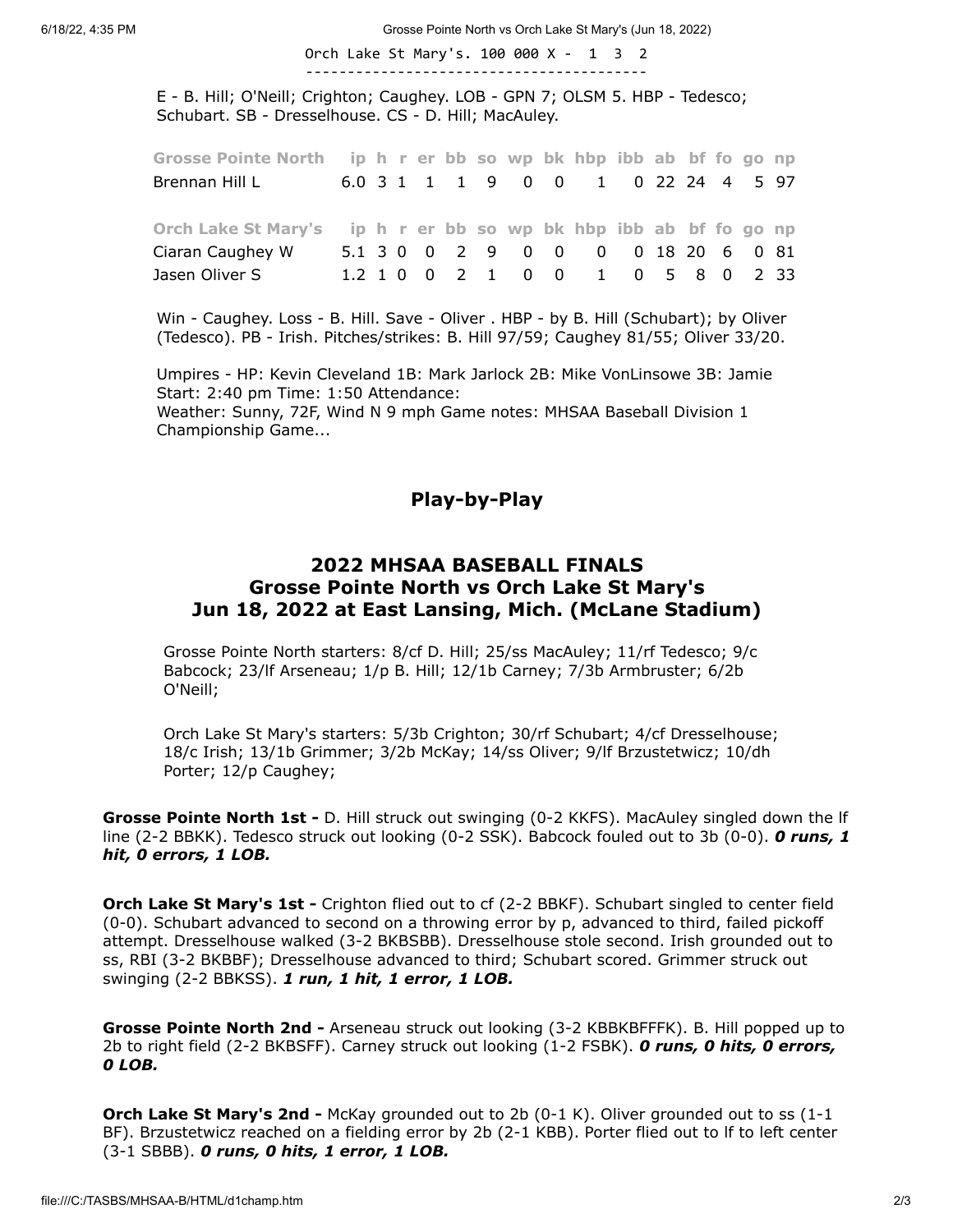```
Orch Lake St Mary's. 100 000 X -  1  3  2
----------------------------------------
```

E - B. Hill; O'Neill; Crighton; Caughey. LOB - GPN 7; OLSM 5. HBP - Tedesco; Schubart. SB - Dresselhouse. CS - D. Hill; MacAuley.

| Grosse Pointe North | ip | h | r | er | bb | so | wp | bk | hbp | ibb | ab | bf | fo | go | np |
|---|---|---|---|---|---|---|---|---|---|---|---|---|---|---|---|
| Brennan Hill L | 6.0 | 3 | 1 | 1 | 1 | 9 | 0 | 0 | 1 | 0 | 22 | 24 | 4 | 5 | 97 |

| Orch Lake St Mary's | ip | h | r | er | bb | so | wp | bk | hbp | ibb | ab | bf | fo | go | np |
|---|---|---|---|---|---|---|---|---|---|---|---|---|---|---|---|
| Ciaran Caughey W | 5.1 | 3 | 0 | 0 | 2 | 9 | 0 | 0 | 0 | 0 | 18 | 20 | 6 | 0 | 81 |
| Jasen Oliver S | 1.2 | 1 | 0 | 0 | 2 | 1 | 0 | 0 | 1 | 0 | 5 | 8 | 0 | 2 | 33 |

Win - Caughey. Loss - B. Hill. Save - Oliver . HBP - by B. Hill (Schubart); by Oliver (Tedesco). PB - Irish. Pitches/strikes: B. Hill 97/59; Caughey 81/55; Oliver 33/20.

Umpires - HP: Kevin Cleveland 1B: Mark Jarlock 2B: Mike VonLinsowe 3B: Jamie
Start: 2:40 pm Time: 1:50 Attendance:
Weather: Sunny, 72F, Wind N 9 mph Game notes: MHSAA Baseball Division 1 Championship Game...

## Play-by-Play

## 2022 MHSAA BASEBALL FINALS
## Grosse Pointe North vs Orch Lake St Mary's
## Jun 18, 2022 at East Lansing, Mich. (McLane Stadium)

Grosse Pointe North starters: 8/cf D. Hill; 25/ss MacAuley; 11/rf Tedesco; 9/c Babcock; 23/lf Arseneau; 1/p B. Hill; 12/1b Carney; 7/3b Armbruster; 6/2b O'Neill;

Orch Lake St Mary's starters: 5/3b Crighton; 30/rf Schubart; 4/cf Dresselhouse; 18/c Irish; 13/1b Grimmer; 3/2b McKay; 14/ss Oliver; 9/lf Brzustetwicz; 10/dh Porter; 12/p Caughey;

**Grosse Pointe North 1st -** D. Hill struck out swinging (0-2 KKFS). MacAuley singled down the lf line (2-2 BBKK). Tedesco struck out looking (0-2 SSK). Babcock fouled out to 3b (0-0). ***0 runs, 1 hit, 0 errors, 1 LOB.***

**Orch Lake St Mary's 1st -** Crighton flied out to cf (2-2 BBKF). Schubart singled to center field (0-0). Schubart advanced to second on a throwing error by p, advanced to third, failed pickoff attempt. Dresselhouse walked (3-2 BKBSBB). Dresselhouse stole second. Irish grounded out to ss, RBI (3-2 BKBBF); Dresselhouse advanced to third; Schubart scored. Grimmer struck out swinging (2-2 BBKSS). ***1 run, 1 hit, 1 error, 1 LOB.***

**Grosse Pointe North 2nd -** Arseneau struck out looking (3-2 KBBKBFFFK). B. Hill popped up to 2b to right field (2-2 BKBSFF). Carney struck out looking (1-2 FSBK). ***0 runs, 0 hits, 0 errors, 0 LOB.***

**Orch Lake St Mary's 2nd -** McKay grounded out to 2b (0-1 K). Oliver grounded out to ss (1-1 BF). Brzustetwicz reached on a fielding error by 2b (2-1 KBB). Porter flied out to lf to left center (3-1 SBBB). ***0 runs, 0 hits, 1 error, 1 LOB.***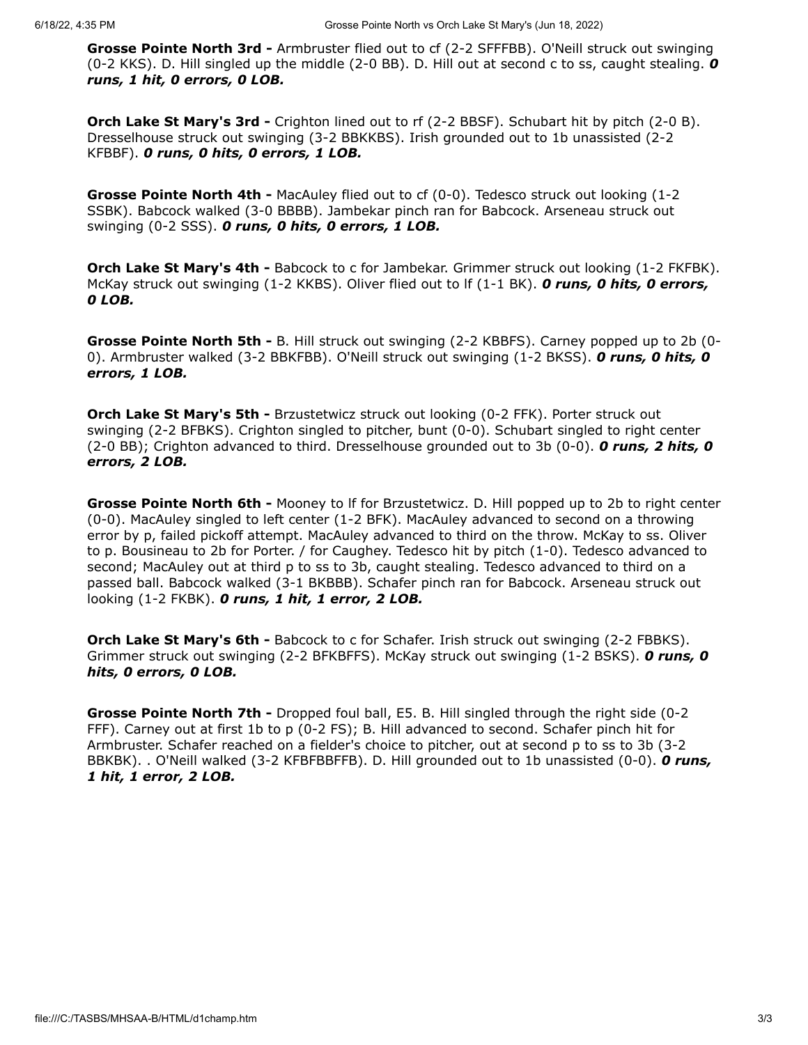**Grosse Pointe North 3rd -** Armbruster flied out to cf (2-2 SFFFBB). O'Neill struck out swinging (0-2 KKS). D. Hill singled up the middle (2-0 BB). D. Hill out at second c to ss, caught stealing. ***0 runs, 1 hit, 0 errors, 0 LOB.***

**Orch Lake St Mary's 3rd -** Crighton lined out to rf (2-2 BBSF). Schubart hit by pitch (2-0 B). Dresselhouse struck out swinging (3-2 BBKKBS). Irish grounded out to 1b unassisted (2-2 KFBBF). ***0 runs, 0 hits, 0 errors, 1 LOB.***

**Grosse Pointe North 4th -** MacAuley flied out to cf (0-0). Tedesco struck out looking (1-2 SSBK). Babcock walked (3-0 BBBB). Jambekar pinch ran for Babcock. Arseneau struck out swinging (0-2 SSS). ***0 runs, 0 hits, 0 errors, 1 LOB.***

**Orch Lake St Mary's 4th -** Babcock to c for Jambekar. Grimmer struck out looking (1-2 FKFBK). McKay struck out swinging (1-2 KKBS). Oliver flied out to lf (1-1 BK). ***0 runs, 0 hits, 0 errors, 0 LOB.***

**Grosse Pointe North 5th -** B. Hill struck out swinging (2-2 KBBFS). Carney popped up to 2b (0-0). Armbruster walked (3-2 BBKFBB). O'Neill struck out swinging (1-2 BKSS). ***0 runs, 0 hits, 0 errors, 1 LOB.***

**Orch Lake St Mary's 5th -** Brzustetwicz struck out looking (0-2 FFK). Porter struck out swinging (2-2 BFBKS). Crighton singled to pitcher, bunt (0-0). Schubart singled to right center (2-0 BB); Crighton advanced to third. Dresselhouse grounded out to 3b (0-0). ***0 runs, 2 hits, 0 errors, 2 LOB.***

**Grosse Pointe North 6th -** Mooney to lf for Brzustetwicz. D. Hill popped up to 2b to right center (0-0). MacAuley singled to left center (1-2 BFK). MacAuley advanced to second on a throwing error by p, failed pickoff attempt. MacAuley advanced to third on the throw. McKay to ss. Oliver to p. Bousineau to 2b for Porter. / for Caughey. Tedesco hit by pitch (1-0). Tedesco advanced to second; MacAuley out at third p to ss to 3b, caught stealing. Tedesco advanced to third on a passed ball. Babcock walked (3-1 BKBBB). Schafer pinch ran for Babcock. Arseneau struck out looking (1-2 FKBK). ***0 runs, 1 hit, 1 error, 2 LOB.***

**Orch Lake St Mary's 6th -** Babcock to c for Schafer. Irish struck out swinging (2-2 FBBKS). Grimmer struck out swinging (2-2 BFKBFFS). McKay struck out swinging (1-2 BSKS). ***0 runs, 0 hits, 0 errors, 0 LOB.***

**Grosse Pointe North 7th -** Dropped foul ball, E5. B. Hill singled through the right side (0-2 FFF). Carney out at first 1b to p (0-2 FS); B. Hill advanced to second. Schafer pinch hit for Armbruster. Schafer reached on a fielder's choice to pitcher, out at second p to ss to 3b (3-2 BBKBK). . O'Neill walked (3-2 KFBFBBFFB). D. Hill grounded out to 1b unassisted (0-0). ***0 runs, 1 hit, 1 error, 2 LOB.***